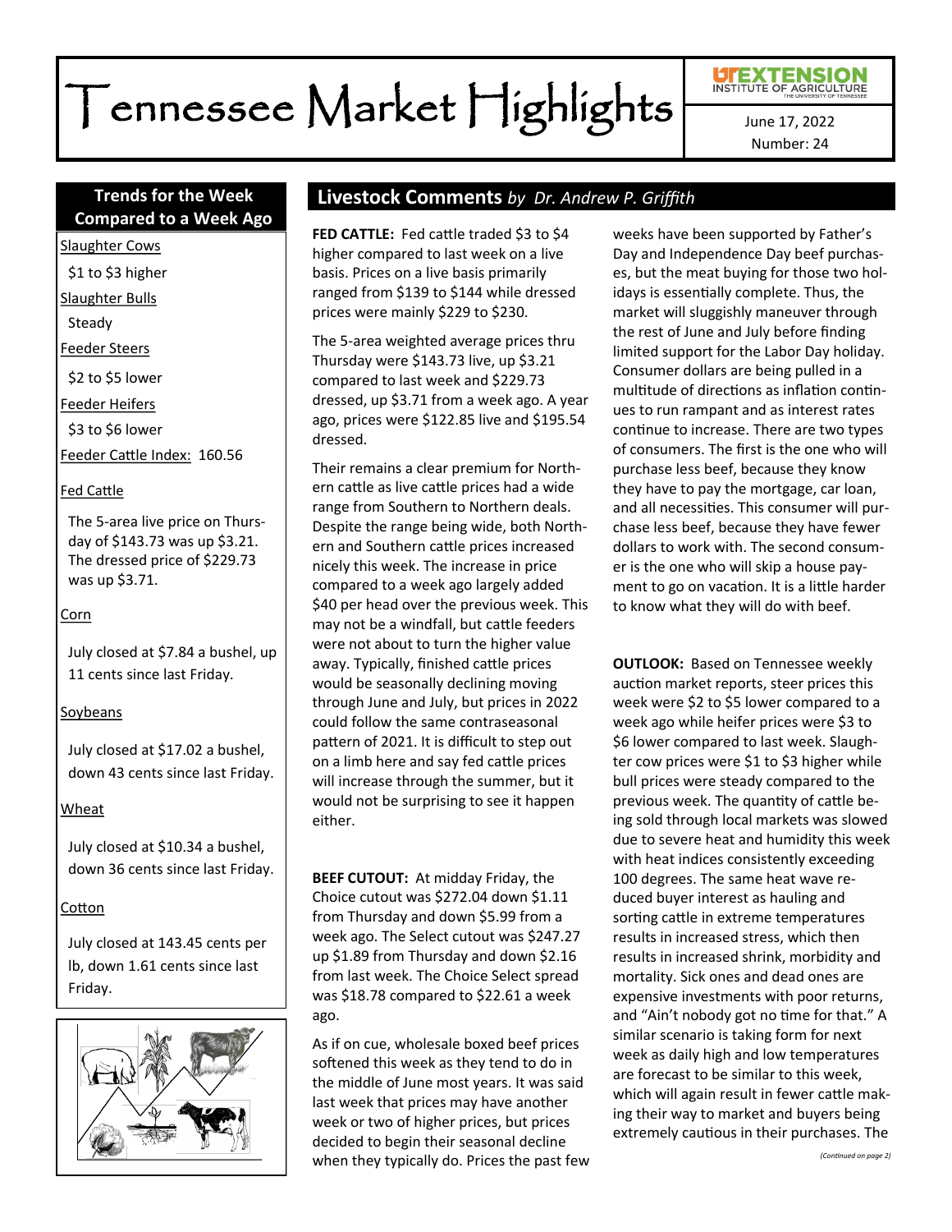# Tennessee Market Highlights

June 17, 2022
Number: 24

## Trends for the Week Compared to a Week Ago

Slaughter Cows

$1 to $3 higher

Slaughter Bulls

Steady

Feeder Steers

$2 to $5 lower

Feeder Heifers

$3 to $6 lower

Feeder Cattle Index: 160.56

Fed Cattle

The 5-area live price on Thursday of $143.73 was up $3.21. The dressed price of $229.73 was up $3.71.

Corn

July closed at $7.84 a bushel, up 11 cents since last Friday.

Soybeans

July closed at $17.02 a bushel, down 43 cents since last Friday.

Wheat

July closed at $10.34 a bushel, down 36 cents since last Friday.

Cotton

July closed at 143.45 cents per lb, down 1.61 cents since last Friday.

## Livestock Comments *by Dr. Andrew P. Griffith*

**FED CATTLE:** Fed cattle traded $3 to $4 higher compared to last week on a live basis. Prices on a live basis primarily ranged from $139 to $144 while dressed prices were mainly $229 to $230.

The 5-area weighted average prices thru Thursday were $143.73 live, up $3.21 compared to last week and $229.73 dressed, up $3.71 from a week ago. A year ago, prices were $122.85 live and $195.54 dressed.

Their remains a clear premium for Northern cattle as live cattle prices had a wide range from Southern to Northern deals. Despite the range being wide, both Northern and Southern cattle prices increased nicely this week. The increase in price compared to a week ago largely added $40 per head over the previous week. This may not be a windfall, but cattle feeders were not about to turn the higher value away. Typically, finished cattle prices would be seasonally declining moving through June and July, but prices in 2022 could follow the same contraseasonal pattern of 2021. It is difficult to step out on a limb here and say fed cattle prices will increase through the summer, but it would not be surprising to see it happen either.

**BEEF CUTOUT:** At midday Friday, the Choice cutout was $272.04 down $1.11 from Thursday and down $5.99 from a week ago. The Select cutout was $247.27 up $1.89 from Thursday and down $2.16 from last week. The Choice Select spread was $18.78 compared to $22.61 a week ago.

As if on cue, wholesale boxed beef prices softened this week as they tend to do in the middle of June most years. It was said last week that prices may have another week or two of higher prices, but prices decided to begin their seasonal decline when they typically do. Prices the past few weeks have been supported by Father's Day and Independence Day beef purchases, but the meat buying for those two holidays is essentially complete. Thus, the market will sluggishly maneuver through the rest of June and July before finding limited support for the Labor Day holiday. Consumer dollars are being pulled in a multitude of directions as inflation continues to run rampant and as interest rates continue to increase. There are two types of consumers. The first is the one who will purchase less beef, because they know they have to pay the mortgage, car loan, and all necessities. This consumer will purchase less beef, because they have fewer dollars to work with. The second consumer is the one who will skip a house payment to go on vacation. It is a little harder to know what they will do with beef.

**OUTLOOK:** Based on Tennessee weekly auction market reports, steer prices this week were $2 to $5 lower compared to a week ago while heifer prices were $3 to $6 lower compared to last week. Slaughter cow prices were $1 to $3 higher while bull prices were steady compared to the previous week. The quantity of cattle being sold through local markets was slowed due to severe heat and humidity this week with heat indices consistently exceeding 100 degrees. The same heat wave reduced buyer interest as hauling and sorting cattle in extreme temperatures results in increased stress, which then results in increased shrink, morbidity and mortality. Sick ones and dead ones are expensive investments with poor returns, and "Ain't nobody got no time for that." A similar scenario is taking form for next week as daily high and low temperatures are forecast to be similar to this week, which will again result in fewer cattle making their way to market and buyers being extremely cautious in their purchases. The

*(Continued on page 2)*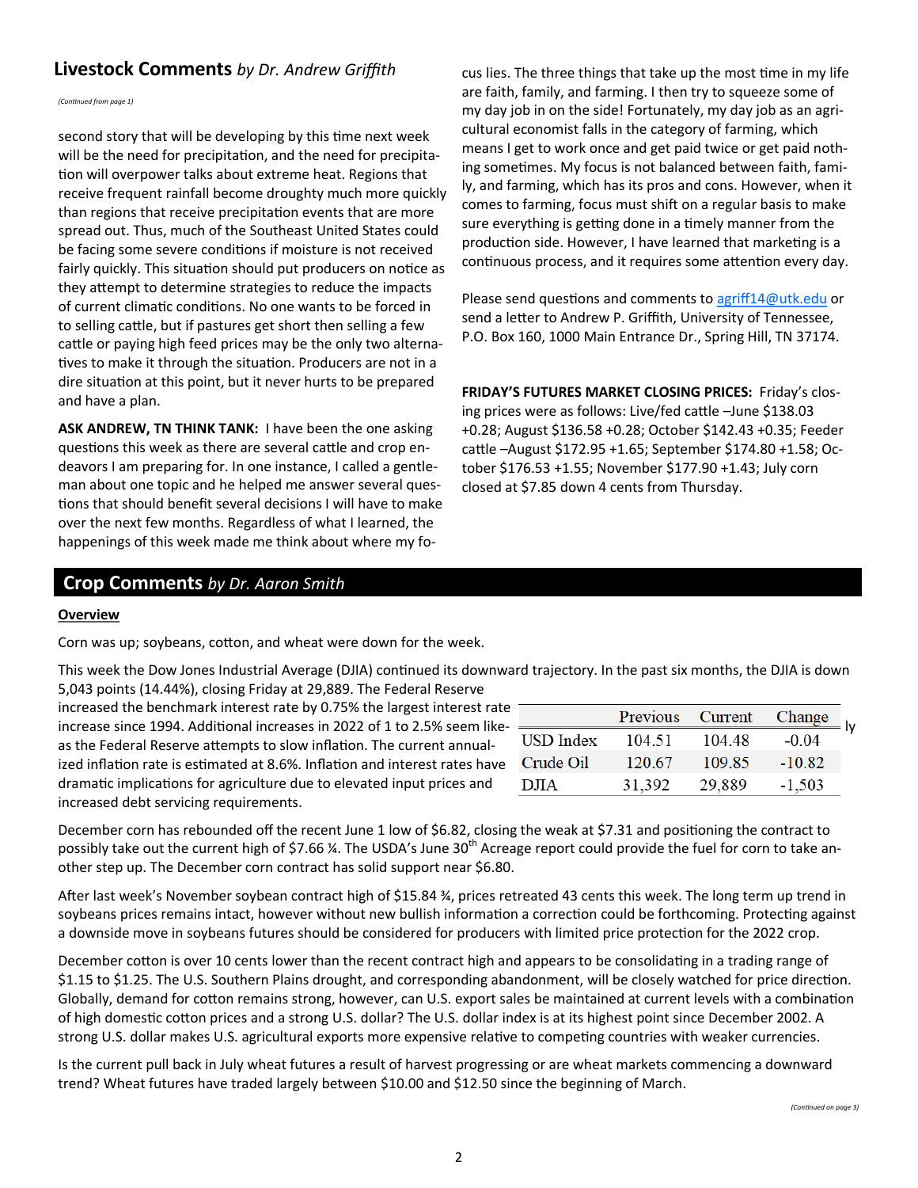## Livestock Comments *by Dr. Andrew Griffith*

*(Continued from page 1)*

second story that will be developing by this time next week will be the need for precipitation, and the need for precipitation will overpower talks about extreme heat. Regions that receive frequent rainfall become droughty much more quickly than regions that receive precipitation events that are more spread out. Thus, much of the Southeast United States could be facing some severe conditions if moisture is not received fairly quickly. This situation should put producers on notice as they attempt to determine strategies to reduce the impacts of current climatic conditions. No one wants to be forced in to selling cattle, but if pastures get short then selling a few cattle or paying high feed prices may be the only two alternatives to make it through the situation. Producers are not in a dire situation at this point, but it never hurts to be prepared and have a plan.

**ASK ANDREW, TN THINK TANK:** I have been the one asking questions this week as there are several cattle and crop endeavors I am preparing for. In one instance, I called a gentleman about one topic and he helped me answer several questions that should benefit several decisions I will have to make over the next few months. Regardless of what I learned, the happenings of this week made me think about where my focus lies. The three things that take up the most time in my life are faith, family, and farming. I then try to squeeze some of my day job in on the side! Fortunately, my day job as an agricultural economist falls in the category of farming, which means I get to work once and get paid twice or get paid nothing sometimes. My focus is not balanced between faith, family, and farming, which has its pros and cons. However, when it comes to farming, focus must shift on a regular basis to make sure everything is getting done in a timely manner from the production side. However, I have learned that marketing is a continuous process, and it requires some attention every day.

Please send questions and comments to agriff14@utk.edu or send a letter to Andrew P. Griffith, University of Tennessee, P.O. Box 160, 1000 Main Entrance Dr., Spring Hill, TN 37174.

**FRIDAY'S FUTURES MARKET CLOSING PRICES:** Friday's closing prices were as follows: Live/fed cattle –June $138.03 +0.28; August $136.58 +0.28; October $142.43 +0.35; Feeder cattle –August $172.95 +1.65; September $174.80 +1.58; October $176.53 +1.55; November $177.90 +1.43; July corn closed at $7.85 down 4 cents from Thursday.

## Crop Comments *by Dr. Aaron Smith*

**Overview**

Corn was up; soybeans, cotton, and wheat were down for the week.

This week the Dow Jones Industrial Average (DJIA) continued its downward trajectory. In the past six months, the DJIA is down 5,043 points (14.44%), closing Friday at 29,889. The Federal Reserve increased the benchmark interest rate by 0.75% the largest interest rate increase since 1994. Additional increases in 2022 of 1 to 2.5% seem likely as the Federal Reserve attempts to slow inflation. The current annualized inflation rate is estimated at 8.6%. Inflation and interest rates have dramatic implications for agriculture due to elevated input prices and increased debt servicing requirements.

| | Previous | Current | Change |
|---|---|---|---|
| USD Index | 104.51 | 104.48 | -0.04 |
| Crude Oil | 120.67 | 109.85 | -10.82 |
| DJIA | 31,392 | 29,889 | -1,503 |

December corn has rebounded off the recent June 1 low of $6.82, closing the weak at $7.31 and positioning the contract to possibly take out the current high of $7.66 ¼. The USDA's June 30th Acreage report could provide the fuel for corn to take another step up. The December corn contract has solid support near $6.80.

After last week's November soybean contract high of $15.84 ¾, prices retreated 43 cents this week. The long term up trend in soybeans prices remains intact, however without new bullish information a correction could be forthcoming. Protecting against a downside move in soybeans futures should be considered for producers with limited price protection for the 2022 crop.

December cotton is over 10 cents lower than the recent contract high and appears to be consolidating in a trading range of $1.15 to $1.25. The U.S. Southern Plains drought, and corresponding abandonment, will be closely watched for price direction. Globally, demand for cotton remains strong, however, can U.S. export sales be maintained at current levels with a combination of high domestic cotton prices and a strong U.S. dollar? The U.S. dollar index is at its highest point since December 2002. A strong U.S. dollar makes U.S. agricultural exports more expensive relative to competing countries with weaker currencies.

Is the current pull back in July wheat futures a result of harvest progressing or are wheat markets commencing a downward trend? Wheat futures have traded largely between $10.00 and $12.50 since the beginning of March.

*(Continued on page 3)*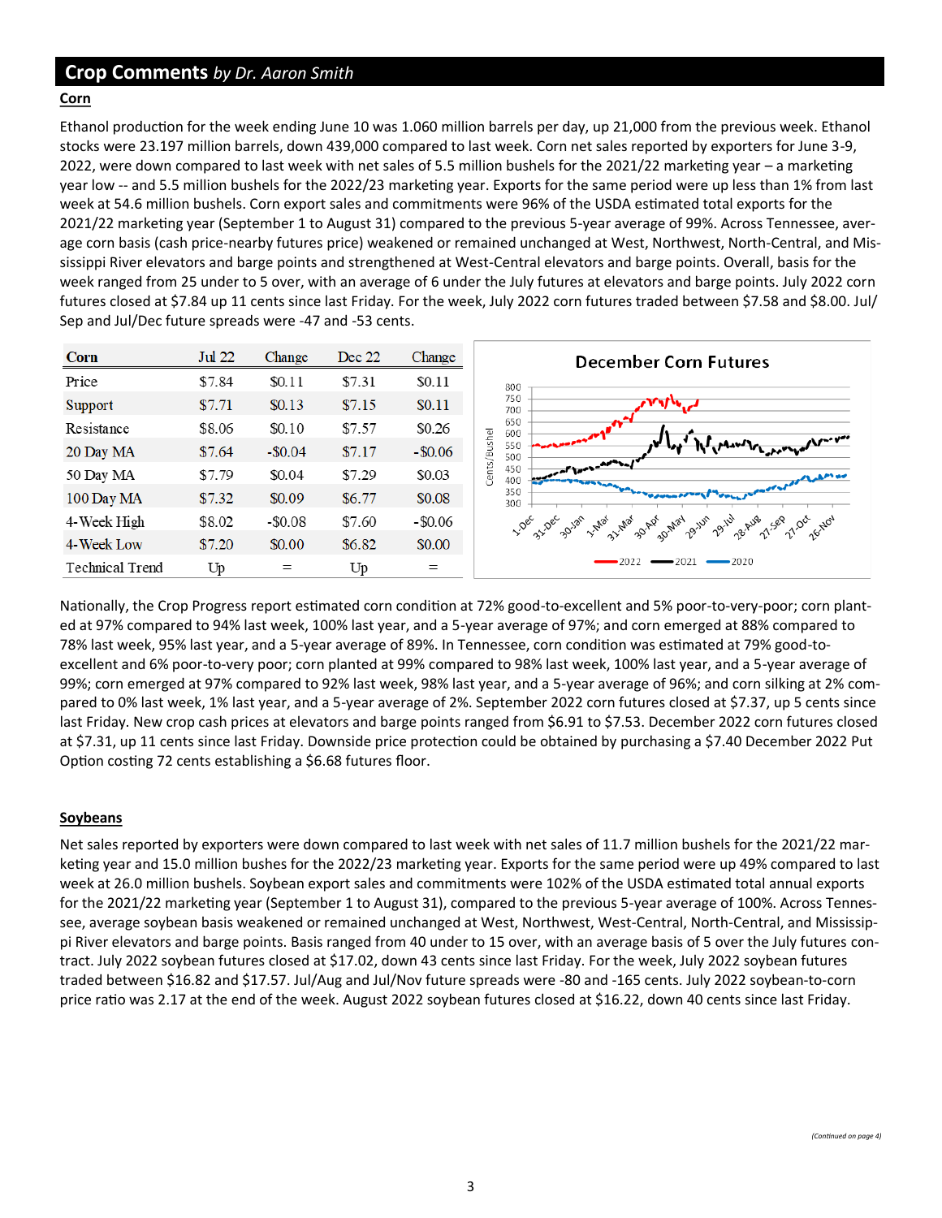## Crop Comments *by Dr. Aaron Smith*

**Corn**

Ethanol production for the week ending June 10 was 1.060 million barrels per day, up 21,000 from the previous week. Ethanol stocks were 23.197 million barrels, down 439,000 compared to last week. Corn net sales reported by exporters for June 3-9, 2022, were down compared to last week with net sales of 5.5 million bushels for the 2021/22 marketing year – a marketing year low -- and 5.5 million bushels for the 2022/23 marketing year. Exports for the same period were up less than 1% from last week at 54.6 million bushels. Corn export sales and commitments were 96% of the USDA estimated total exports for the 2021/22 marketing year (September 1 to August 31) compared to the previous 5-year average of 99%. Across Tennessee, average corn basis (cash price-nearby futures price) weakened or remained unchanged at West, Northwest, North-Central, and Mississippi River elevators and barge points and strengthened at West-Central elevators and barge points. Overall, basis for the week ranged from 25 under to 5 over, with an average of 6 under the July futures at elevators and barge points. July 2022 corn futures closed at $7.84 up 11 cents since last Friday. For the week, July 2022 corn futures traded between $7.58 and $8.00. Jul/Sep and Jul/Dec future spreads were -47 and -53 cents.

| Corn | Jul 22 | Change | Dec 22 | Change |
|---|---|---|---|---|
| Price | $7.84 | $0.11 | $7.31 | $0.11 |
| Support | $7.71 | $0.13 | $7.15 | $0.11 |
| Resistance | $8.06 | $0.10 | $7.57 | $0.26 |
| 20 Day MA | $7.64 | -$0.04 | $7.17 | -$0.06 |
| 50 Day MA | $7.79 | $0.04 | $7.29 | $0.03 |
| 100 Day MA | $7.32 | $0.09 | $6.77 | $0.08 |
| 4-Week High | $8.02 | -$0.08 | $7.60 | -$0.06 |
| 4-Week Low | $7.20 | $0.00 | $6.82 | $0.00 |
| Technical Trend | Up | = | Up | = |

December Corn Futures

Nationally, the Crop Progress report estimated corn condition at 72% good-to-excellent and 5% poor-to-very-poor; corn planted at 97% compared to 94% last week, 100% last year, and a 5-year average of 97%; and corn emerged at 88% compared to 78% last week, 95% last year, and a 5-year average of 89%. In Tennessee, corn condition was estimated at 79% good-to-excellent and 6% poor-to-very poor; corn planted at 99% compared to 98% last week, 100% last year, and a 5-year average of 99%; corn emerged at 97% compared to 92% last week, 98% last year, and a 5-year average of 96%; and corn silking at 2% compared to 0% last week, 1% last year, and a 5-year average of 2%. September 2022 corn futures closed at $7.37, up 5 cents since last Friday. New crop cash prices at elevators and barge points ranged from $6.91 to $7.53. December 2022 corn futures closed at $7.31, up 11 cents since last Friday. Downside price protection could be obtained by purchasing a $7.40 December 2022 Put Option costing 72 cents establishing a $6.68 futures floor.

**Soybeans**

Net sales reported by exporters were down compared to last week with net sales of 11.7 million bushels for the 2021/22 marketing year and 15.0 million bushes for the 2022/23 marketing year. Exports for the same period were up 49% compared to last week at 26.0 million bushels. Soybean export sales and commitments were 102% of the USDA estimated total annual exports for the 2021/22 marketing year (September 1 to August 31), compared to the previous 5-year average of 100%. Across Tennessee, average soybean basis weakened or remained unchanged at West, Northwest, West-Central, North-Central, and Mississippi River elevators and barge points. Basis ranged from 40 under to 15 over, with an average basis of 5 over the July futures contract. July 2022 soybean futures closed at $17.02, down 43 cents since last Friday. For the week, July 2022 soybean futures traded between $16.82 and $17.57. Jul/Aug and Jul/Nov future spreads were -80 and -165 cents. July 2022 soybean-to-corn price ratio was 2.17 at the end of the week. August 2022 soybean futures closed at $16.22, down 40 cents since last Friday.

*(Continued on page 4)*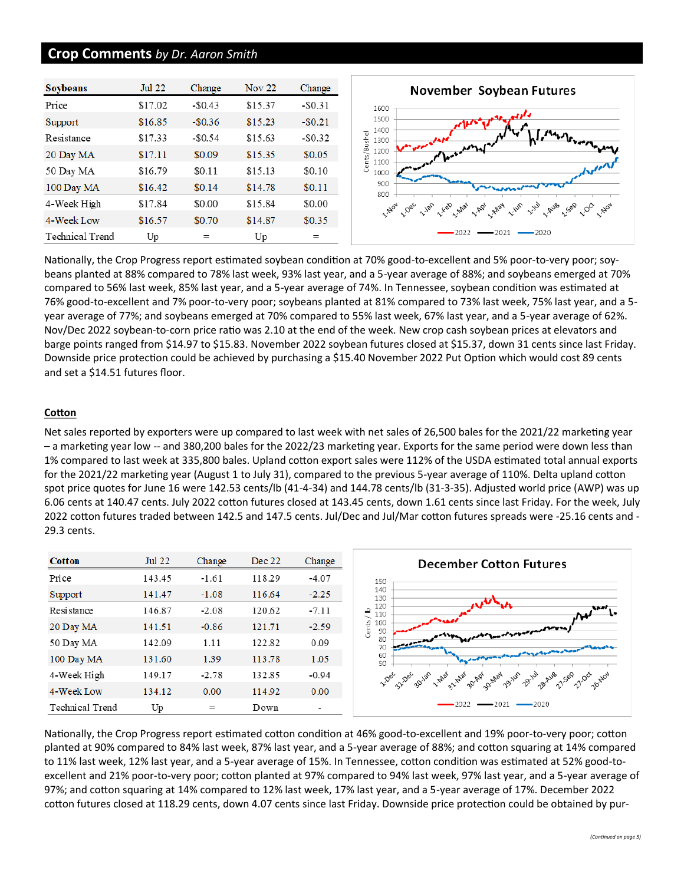## Crop Comments *by Dr. Aaron Smith*

| Soybeans | Jul 22 | Change | Nov 22 | Change |
|---|---|---|---|---|
| Price | $17.02 | -$0.43 | $15.37 | -$0.31 |
| Support | $16.85 | -$0.36 | $15.23 | -$0.21 |
| Resistance | $17.33 | -$0.54 | $15.63 | -$0.32 |
| 20 Day MA | $17.11 | $0.09 | $15.35 | $0.05 |
| 50 Day MA | $16.79 | $0.11 | $15.13 | $0.10 |
| 100 Day MA | $16.42 | $0.14 | $14.78 | $0.11 |
| 4-Week High | $17.84 | $0.00 | $15.84 | $0.00 |
| 4-Week Low | $16.57 | $0.70 | $14.87 | $0.35 |
| Technical Trend | Up | = | Up | = |

Nationally, the Crop Progress report estimated soybean condition at 70% good-to-excellent and 5% poor-to-very poor; soybeans planted at 88% compared to 78% last week, 93% last year, and a 5-year average of 88%; and soybeans emerged at 70% compared to 56% last week, 85% last year, and a 5-year average of 74%. In Tennessee, soybean condition was estimated at 76% good-to-excellent and 7% poor-to-very poor; soybeans planted at 81% compared to 73% last week, 75% last year, and a 5-year average of 77%; and soybeans emerged at 70% compared to 55% last week, 67% last year, and a 5-year average of 62%. Nov/Dec 2022 soybean-to-corn price ratio was 2.10 at the end of the week. New crop cash soybean prices at elevators and barge points ranged from $14.97 to $15.83. November 2022 soybean futures closed at $15.37, down 31 cents since last Friday. Downside price protection could be achieved by purchasing a $15.40 November 2022 Put Option which would cost 89 cents and set a $14.51 futures floor.

### Cotton

Net sales reported by exporters were up compared to last week with net sales of 26,500 bales for the 2021/22 marketing year – a marketing year low -- and 380,200 bales for the 2022/23 marketing year. Exports for the same period were down less than 1% compared to last week at 335,800 bales. Upland cotton export sales were 112% of the USDA estimated total annual exports for the 2021/22 marketing year (August 1 to July 31), compared to the previous 5-year average of 110%. Delta upland cotton spot price quotes for June 16 were 142.53 cents/lb (41-4-34) and 144.78 cents/lb (31-3-35). Adjusted world price (AWP) was up 6.06 cents at 140.47 cents. July 2022 cotton futures closed at 143.45 cents, down 1.61 cents since last Friday. For the week, July 2022 cotton futures traded between 142.5 and 147.5 cents. Jul/Dec and Jul/Mar cotton futures spreads were -25.16 cents and -29.3 cents.

| Cotton | Jul 22 | Change | Dec 22 | Change |
|---|---|---|---|---|
| Price | 143.45 | -1.61 | 118.29 | -4.07 |
| Support | 141.47 | -1.08 | 116.64 | -2.25 |
| Resistance | 146.87 | -2.08 | 120.62 | -7.11 |
| 20 Day MA | 141.51 | -0.86 | 121.71 | -2.59 |
| 50 Day MA | 142.09 | 1.11 | 122.82 | 0.09 |
| 100 Day MA | 131.60 | 1.39 | 113.78 | 1.05 |
| 4-Week High | 149.17 | -2.78 | 132.85 | -0.94 |
| 4-Week Low | 134.12 | 0.00 | 114.92 | 0.00 |
| Technical Trend | Up | = | Down | - |

Nationally, the Crop Progress report estimated cotton condition at 46% good-to-excellent and 19% poor-to-very poor; cotton planted at 90% compared to 84% last week, 87% last year, and a 5-year average of 88%; and cotton squaring at 14% compared to 11% last week, 12% last year, and a 5-year average of 15%. In Tennessee, cotton condition was estimated at 52% good-to-excellent and 21% poor-to-very poor; cotton planted at 97% compared to 94% last week, 97% last year, and a 5-year average of 97%; and cotton squaring at 14% compared to 12% last week, 17% last year, and a 5-year average of 17%. December 2022 cotton futures closed at 118.29 cents, down 4.07 cents since last Friday. Downside price protection could be obtained by pur-

*(Continued on page 5)*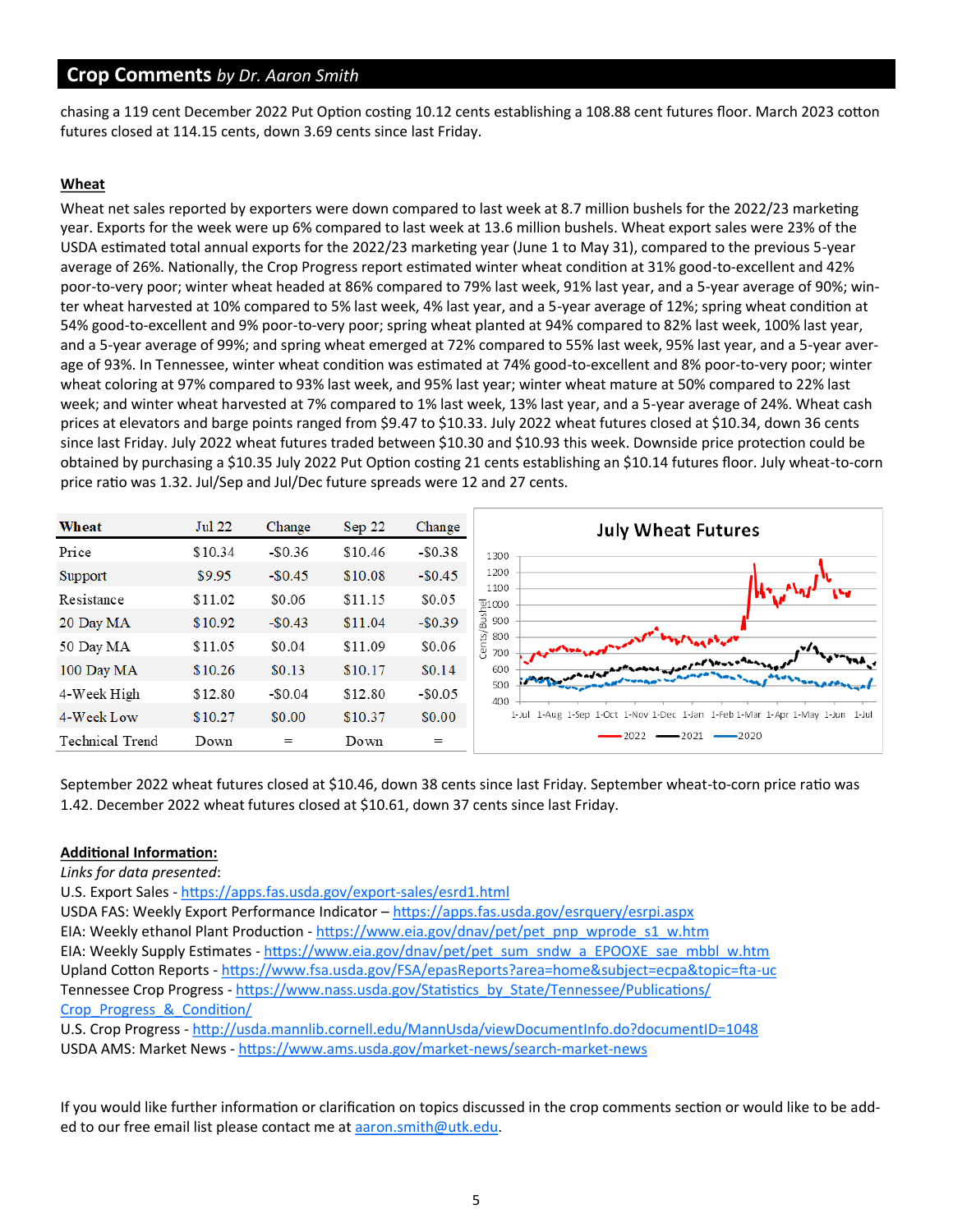## Crop Comments *by Dr. Aaron Smith*

chasing a 119 cent December 2022 Put Option costing 10.12 cents establishing a 108.88 cent futures floor. March 2023 cotton futures closed at 114.15 cents, down 3.69 cents since last Friday.

### Wheat

Wheat net sales reported by exporters were down compared to last week at 8.7 million bushels for the 2022/23 marketing year. Exports for the week were up 6% compared to last week at 13.6 million bushels. Wheat export sales were 23% of the USDA estimated total annual exports for the 2022/23 marketing year (June 1 to May 31), compared to the previous 5-year average of 26%. Nationally, the Crop Progress report estimated winter wheat condition at 31% good-to-excellent and 42% poor-to-very poor; winter wheat headed at 86% compared to 79% last week, 91% last year, and a 5-year average of 90%; winter wheat harvested at 10% compared to 5% last week, 4% last year, and a 5-year average of 12%; spring wheat condition at 54% good-to-excellent and 9% poor-to-very poor; spring wheat planted at 94% compared to 82% last week, 100% last year, and a 5-year average of 99%; and spring wheat emerged at 72% compared to 55% last week, 95% last year, and a 5-year average of 93%. In Tennessee, winter wheat condition was estimated at 74% good-to-excellent and 8% poor-to-very poor; winter wheat coloring at 97% compared to 93% last week, and 95% last year; winter wheat mature at 50% compared to 22% last week; and winter wheat harvested at 7% compared to 1% last week, 13% last year, and a 5-year average of 24%. Wheat cash prices at elevators and barge points ranged from $9.47 to $10.33. July 2022 wheat futures closed at $10.34, down 36 cents since last Friday. July 2022 wheat futures traded between $10.30 and $10.93 this week. Downside price protection could be obtained by purchasing a $10.35 July 2022 Put Option costing 21 cents establishing an $10.14 futures floor. July wheat-to-corn price ratio was 1.32. Jul/Sep and Jul/Dec future spreads were 12 and 27 cents.

| Wheat | Jul 22 | Change | Sep 22 | Change |
|---|---|---|---|---|
| Price | $10.34 | -$0.36 | $10.46 | -$0.38 |
| Support | $9.95 | -$0.45 | $10.08 | -$0.45 |
| Resistance | $11.02 | $0.06 | $11.15 | $0.05 |
| 20 Day MA | $10.92 | -$0.43 | $11.04 | -$0.39 |
| 50 Day MA | $11.05 | $0.04 | $11.09 | $0.06 |
| 100 Day MA | $10.26 | $0.13 | $10.17 | $0.14 |
| 4-Week High | $12.80 | -$0.04 | $12.80 | -$0.05 |
| 4-Week Low | $10.27 | $0.00 | $10.37 | $0.00 |
| Technical Trend | Down | = | Down | = |

September 2022 wheat futures closed at $10.46, down 38 cents since last Friday. September wheat-to-corn price ratio was 1.42. December 2022 wheat futures closed at $10.61, down 37 cents since last Friday.

### Additional Information:

*Links for data presented*:

U.S. Export Sales - https://apps.fas.usda.gov/export-sales/esrd1.html

USDA FAS: Weekly Export Performance Indicator – https://apps.fas.usda.gov/esrquery/esrpi.aspx

EIA: Weekly ethanol Plant Production - https://www.eia.gov/dnav/pet/pet_pnp_wprode_s1_w.htm

EIA: Weekly Supply Estimates - https://www.eia.gov/dnav/pet/pet_sum_sndw_a_EPOOXE_sae_mbbl_w.htm

Upland Cotton Reports - https://www.fsa.usda.gov/FSA/epasReports?area=home&subject=ecpa&topic=fta-uc

Tennessee Crop Progress - https://www.nass.usda.gov/Statistics_by_State/Tennessee/Publications/Crop_Progress_&_Condition/

U.S. Crop Progress - http://usda.mannlib.cornell.edu/MannUsda/viewDocumentInfo.do?documentID=1048

USDA AMS: Market News - https://www.ams.usda.gov/market-news/search-market-news

If you would like further information or clarification on topics discussed in the crop comments section or would like to be added to our free email list please contact me at aaron.smith@utk.edu.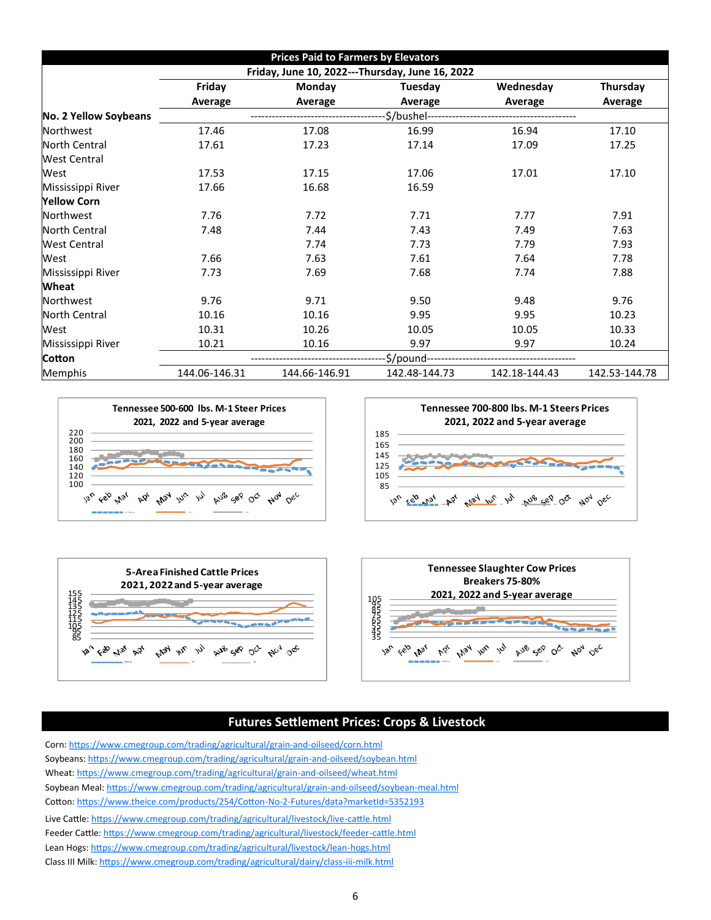## Prices Paid to Farmers by Elevators

**Friday, June 10, 2022---Thursday, June 16, 2022**

| | Friday Average | Monday Average | Tuesday Average | Wednesday Average | Thursday Average |
|---|---|---|---|---|---|
| **No. 2 Yellow Soybeans** | | | $/bushel | | |
| Northwest | 17.46 | 17.08 | 16.99 | 16.94 | 17.10 |
| North Central | 17.61 | 17.23 | 17.14 | 17.09 | 17.25 |
| West Central | | | | | |
| West | 17.53 | 17.15 | 17.06 | 17.01 | 17.10 |
| Mississippi River | 17.66 | 16.68 | 16.59 | | |
| **Yellow Corn** | | | | | |
| Northwest | 7.76 | 7.72 | 7.71 | 7.77 | 7.91 |
| North Central | 7.48 | 7.44 | 7.43 | 7.49 | 7.63 |
| West Central | | 7.74 | 7.73 | 7.79 | 7.93 |
| West | 7.66 | 7.63 | 7.61 | 7.64 | 7.78 |
| Mississippi River | 7.73 | 7.69 | 7.68 | 7.74 | 7.88 |
| **Wheat** | | | | | |
| Northwest | 9.76 | 9.71 | 9.50 | 9.48 | 9.76 |
| North Central | 10.16 | 10.16 | 9.95 | 9.95 | 10.23 |
| West | 10.31 | 10.26 | 10.05 | 10.05 | 10.33 |
| Mississippi River | 10.21 | 10.16 | 9.97 | 9.97 | 10.24 |
| **Cotton** | | | $/pound | | |
| Memphis | 144.06-146.31 | 144.66-146.91 | 142.48-144.73 | 142.18-144.43 | 142.53-144.78 |

**Tennessee 500-600 lbs. M-1 Steer Prices**
2021, 2022 and 5-year average

**Tennessee 700-800 lbs. M-1 Steers Prices**
2021, 2022 and 5-year average

**5-Area Finished Cattle Prices**
2021, 2022 and 5-year average

**Tennessee Slaughter Cow Prices**
Breakers 75-80%
2021, 2022 and 5-year average

## Futures Settlement Prices: Crops & Livestock

Corn: https://www.cmegroup.com/trading/agricultural/grain-and-oilseed/corn.html

Soybeans: https://www.cmegroup.com/trading/agricultural/grain-and-oilseed/soybean.html

Wheat: https://www.cmegroup.com/trading/agricultural/grain-and-oilseed/wheat.html

Soybean Meal: https://www.cmegroup.com/trading/agricultural/grain-and-oilseed/soybean-meal.html

Cotton: https://www.theice.com/products/254/Cotton-No-2-Futures/data?marketId=5352193

Live Cattle: https://www.cmegroup.com/trading/agricultural/livestock/live-cattle.html

Feeder Cattle: https://www.cmegroup.com/trading/agricultural/livestock/feeder-cattle.html

Lean Hogs: https://www.cmegroup.com/trading/agricultural/livestock/lean-hogs.html

Class III Milk: https://www.cmegroup.com/trading/agricultural/dairy/class-iii-milk.html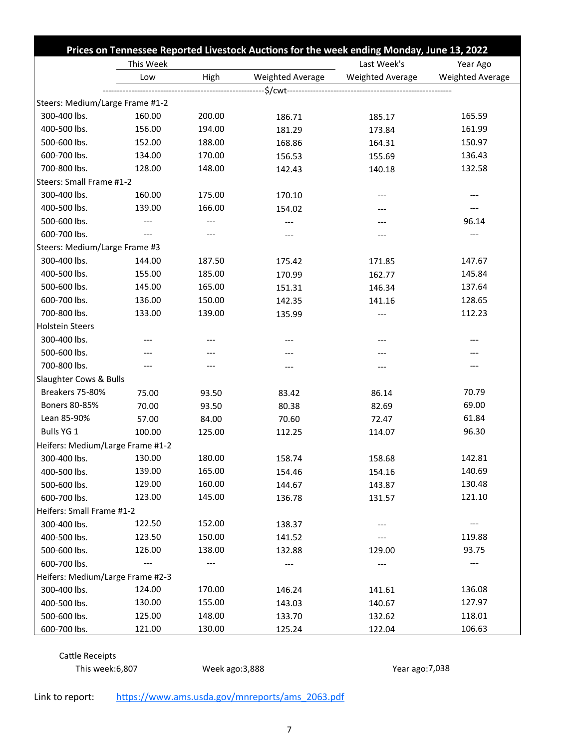## Prices on Tennessee Reported Livestock Auctions for the week ending Monday, June 13, 2022

| | This Week | | | Last Week's | Year Ago |
|---|---|---|---|---|---|
| | Low | High | Weighted Average | Weighted Average | Weighted Average |
| | | | $/cwt | | |
| **Steers: Medium/Large Frame #1-2** | | | | | |
| 300-400 lbs. | 160.00 | 200.00 | 186.71 | 185.17 | 165.59 |
| 400-500 lbs. | 156.00 | 194.00 | 181.29 | 173.84 | 161.99 |
| 500-600 lbs. | 152.00 | 188.00 | 168.86 | 164.31 | 150.97 |
| 600-700 lbs. | 134.00 | 170.00 | 156.53 | 155.69 | 136.43 |
| 700-800 lbs. | 128.00 | 148.00 | 142.43 | 140.18 | 132.58 |
| **Steers: Small Frame #1-2** | | | | | |
| 300-400 lbs. | 160.00 | 175.00 | 170.10 | --- | --- |
| 400-500 lbs. | 139.00 | 166.00 | 154.02 | --- | --- |
| 500-600 lbs. | --- | --- | --- | --- | 96.14 |
| 600-700 lbs. | --- | --- | --- | --- | --- |
| **Steers: Medium/Large Frame #3** | | | | | |
| 300-400 lbs. | 144.00 | 187.50 | 175.42 | 171.85 | 147.67 |
| 400-500 lbs. | 155.00 | 185.00 | 170.99 | 162.77 | 145.84 |
| 500-600 lbs. | 145.00 | 165.00 | 151.31 | 146.34 | 137.64 |
| 600-700 lbs. | 136.00 | 150.00 | 142.35 | 141.16 | 128.65 |
| 700-800 lbs. | 133.00 | 139.00 | 135.99 | --- | 112.23 |
| **Holstein Steers** | | | | | |
| 300-400 lbs. | --- | --- | --- | --- | --- |
| 500-600 lbs. | --- | --- | --- | --- | --- |
| 700-800 lbs. | --- | --- | --- | --- | --- |
| **Slaughter Cows & Bulls** | | | | | |
| Breakers 75-80% | 75.00 | 93.50 | 83.42 | 86.14 | 70.79 |
| Boners 80-85% | 70.00 | 93.50 | 80.38 | 82.69 | 69.00 |
| Lean 85-90% | 57.00 | 84.00 | 70.60 | 72.47 | 61.84 |
| Bulls YG 1 | 100.00 | 125.00 | 112.25 | 114.07 | 96.30 |
| **Heifers: Medium/Large Frame #1-2** | | | | | |
| 300-400 lbs. | 130.00 | 180.00 | 158.74 | 158.68 | 142.81 |
| 400-500 lbs. | 139.00 | 165.00 | 154.46 | 154.16 | 140.69 |
| 500-600 lbs. | 129.00 | 160.00 | 144.67 | 143.87 | 130.48 |
| 600-700 lbs. | 123.00 | 145.00 | 136.78 | 131.57 | 121.10 |
| **Heifers: Small Frame #1-2** | | | | | |
| 300-400 lbs. | 122.50 | 152.00 | 138.37 | --- | --- |
| 400-500 lbs. | 123.50 | 150.00 | 141.52 | --- | 119.88 |
| 500-600 lbs. | 126.00 | 138.00 | 132.88 | 129.00 | 93.75 |
| 600-700 lbs. | --- | --- | --- | --- | --- |
| **Heifers: Medium/Large Frame #2-3** | | | | | |
| 300-400 lbs. | 124.00 | 170.00 | 146.24 | 141.61 | 136.08 |
| 400-500 lbs. | 130.00 | 155.00 | 143.03 | 140.67 | 127.97 |
| 500-600 lbs. | 125.00 | 148.00 | 133.70 | 132.62 | 118.01 |
| 600-700 lbs. | 121.00 | 130.00 | 125.24 | 122.04 | 106.63 |

Cattle Receipts

This week:6,807 | Week ago:3,888 | Year ago:7,038

Link to report: https://www.ams.usda.gov/mnreports/ams_2063.pdf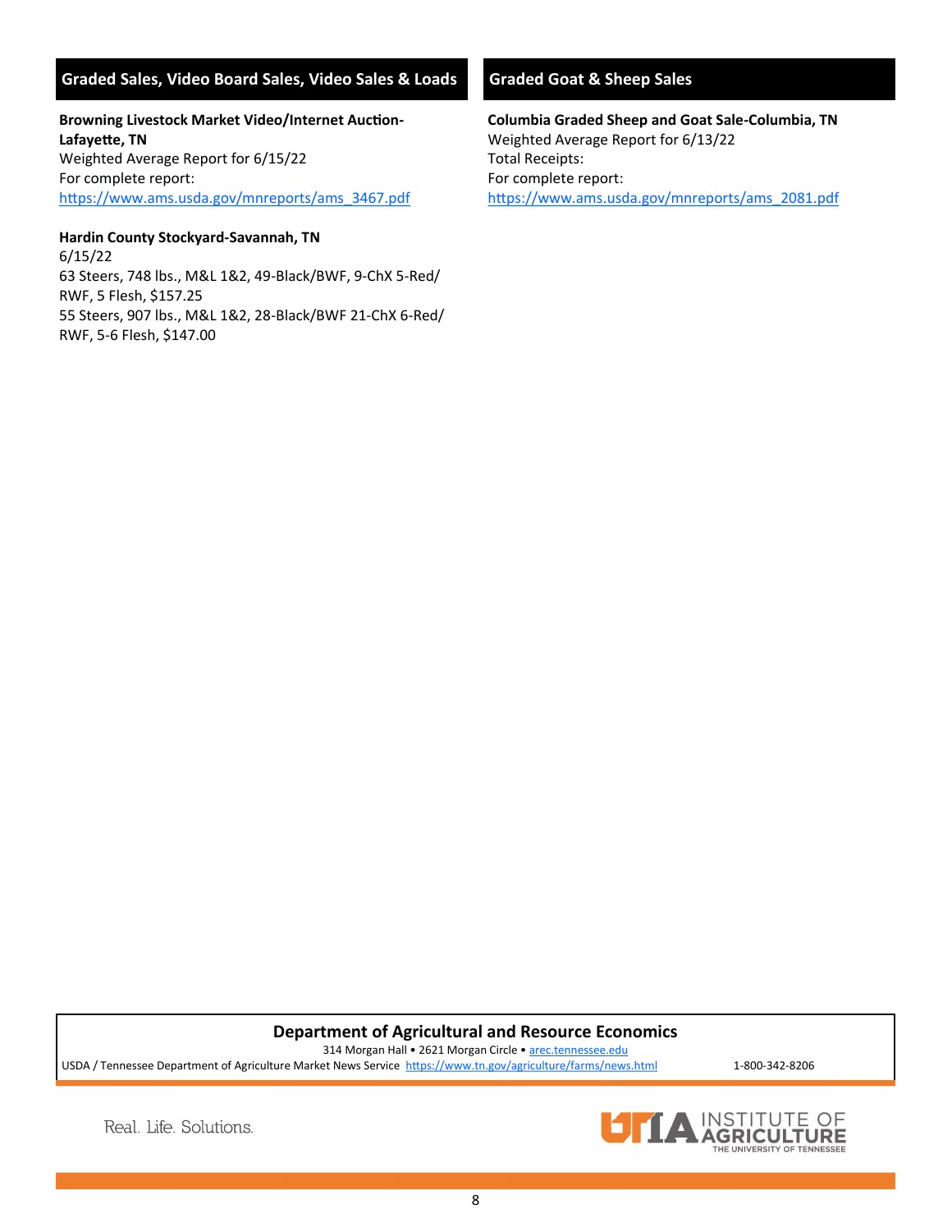## Graded Sales, Video Board Sales, Video Sales & Loads

**Browning Livestock Market Video/Internet Auction-Lafayette, TN**
Weighted Average Report for 6/15/22
For complete report:
https://www.ams.usda.gov/mnreports/ams_3467.pdf

**Hardin County Stockyard-Savannah, TN**
6/15/22
63 Steers, 748 lbs., M&L 1&2, 49-Black/BWF, 9-ChX 5-Red/RWF, 5 Flesh, $157.25
55 Steers, 907 lbs., M&L 1&2, 28-Black/BWF 21-ChX 6-Red/RWF, 5-6 Flesh, $147.00

## Graded Goat & Sheep Sales

**Columbia Graded Sheep and Goat Sale-Columbia, TN**
Weighted Average Report for 6/13/22
Total Receipts:
For complete report:
https://www.ams.usda.gov/mnreports/ams_2081.pdf

**Department of Agricultural and Resource Economics**
314 Morgan Hall • 2621 Morgan Circle • arec.tennessee.edu
USDA / Tennessee Department of Agriculture Market News Service https://www.tn.gov/agriculture/farms/news.html 1-800-342-8206

Real. Life. Solutions.

UTIA INSTITUTE OF AGRICULTURE THE UNIVERSITY OF TENNESSEE